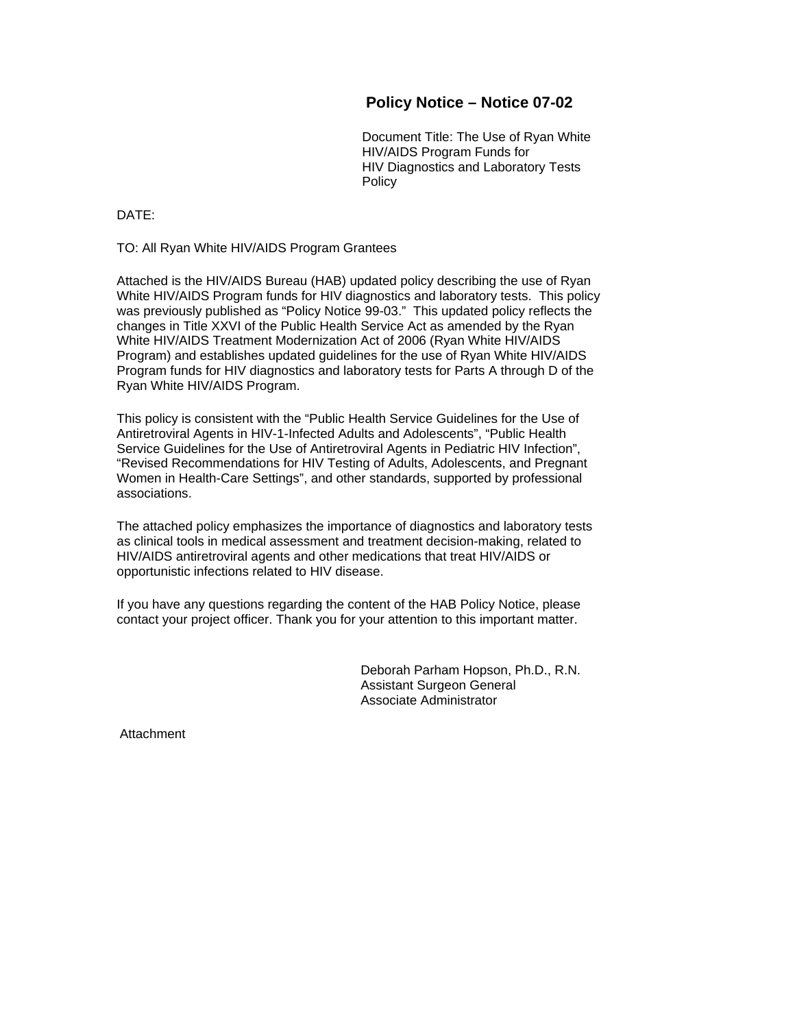# Policy Notice – Notice 07-02

Document Title: The Use of Ryan White HIV/AIDS Program Funds for HIV Diagnostics and Laboratory Tests Policy

DATE:

TO: All Ryan White HIV/AIDS Program Grantees

Attached is the HIV/AIDS Bureau (HAB) updated policy describing the use of Ryan White HIV/AIDS Program funds for HIV diagnostics and laboratory tests. This policy was previously published as "Policy Notice 99-03." This updated policy reflects the changes in Title XXVI of the Public Health Service Act as amended by the Ryan White HIV/AIDS Treatment Modernization Act of 2006 (Ryan White HIV/AIDS Program) and establishes updated guidelines for the use of Ryan White HIV/AIDS Program funds for HIV diagnostics and laboratory tests for Parts A through D of the Ryan White HIV/AIDS Program.

This policy is consistent with the "Public Health Service Guidelines for the Use of Antiretroviral Agents in HIV-1-Infected Adults and Adolescents", "Public Health Service Guidelines for the Use of Antiretroviral Agents in Pediatric HIV Infection", "Revised Recommendations for HIV Testing of Adults, Adolescents, and Pregnant Women in Health-Care Settings", and other standards, supported by professional associations.

The attached policy emphasizes the importance of diagnostics and laboratory tests as clinical tools in medical assessment and treatment decision-making, related to HIV/AIDS antiretroviral agents and other medications that treat HIV/AIDS or opportunistic infections related to HIV disease.

If you have any questions regarding the content of the HAB Policy Notice, please contact your project officer. Thank you for your attention to this important matter.

Deborah Parham Hopson, Ph.D., R.N.
Assistant Surgeon General
Associate Administrator

Attachment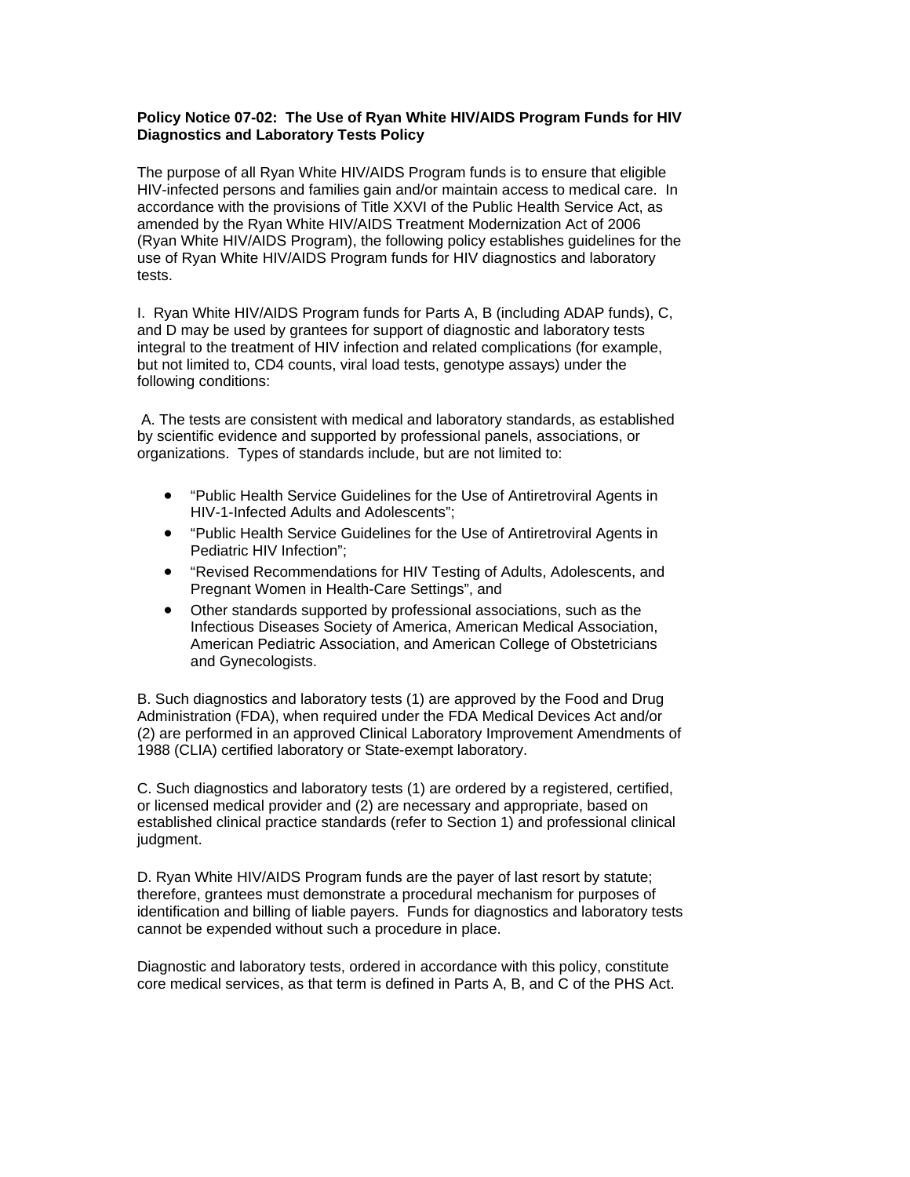**Policy Notice 07-02: The Use of Ryan White HIV/AIDS Program Funds for HIV Diagnostics and Laboratory Tests Policy**

The purpose of all Ryan White HIV/AIDS Program funds is to ensure that eligible HIV-infected persons and families gain and/or maintain access to medical care. In accordance with the provisions of Title XXVI of the Public Health Service Act, as amended by the Ryan White HIV/AIDS Treatment Modernization Act of 2006 (Ryan White HIV/AIDS Program), the following policy establishes guidelines for the use of Ryan White HIV/AIDS Program funds for HIV diagnostics and laboratory tests.

I. Ryan White HIV/AIDS Program funds for Parts A, B (including ADAP funds), C, and D may be used by grantees for support of diagnostic and laboratory tests integral to the treatment of HIV infection and related complications (for example, but not limited to, CD4 counts, viral load tests, genotype assays) under the following conditions:

A. The tests are consistent with medical and laboratory standards, as established by scientific evidence and supported by professional panels, associations, or organizations. Types of standards include, but are not limited to:

- "Public Health Service Guidelines for the Use of Antiretroviral Agents in HIV-1-Infected Adults and Adolescents";
- "Public Health Service Guidelines for the Use of Antiretroviral Agents in Pediatric HIV Infection";
- "Revised Recommendations for HIV Testing of Adults, Adolescents, and Pregnant Women in Health-Care Settings", and
- Other standards supported by professional associations, such as the Infectious Diseases Society of America, American Medical Association, American Pediatric Association, and American College of Obstetricians and Gynecologists.

B. Such diagnostics and laboratory tests (1) are approved by the Food and Drug Administration (FDA), when required under the FDA Medical Devices Act and/or (2) are performed in an approved Clinical Laboratory Improvement Amendments of 1988 (CLIA) certified laboratory or State-exempt laboratory.

C. Such diagnostics and laboratory tests (1) are ordered by a registered, certified, or licensed medical provider and (2) are necessary and appropriate, based on established clinical practice standards (refer to Section 1) and professional clinical judgment.

D. Ryan White HIV/AIDS Program funds are the payer of last resort by statute; therefore, grantees must demonstrate a procedural mechanism for purposes of identification and billing of liable payers. Funds for diagnostics and laboratory tests cannot be expended without such a procedure in place.

Diagnostic and laboratory tests, ordered in accordance with this policy, constitute core medical services, as that term is defined in Parts A, B, and C of the PHS Act.